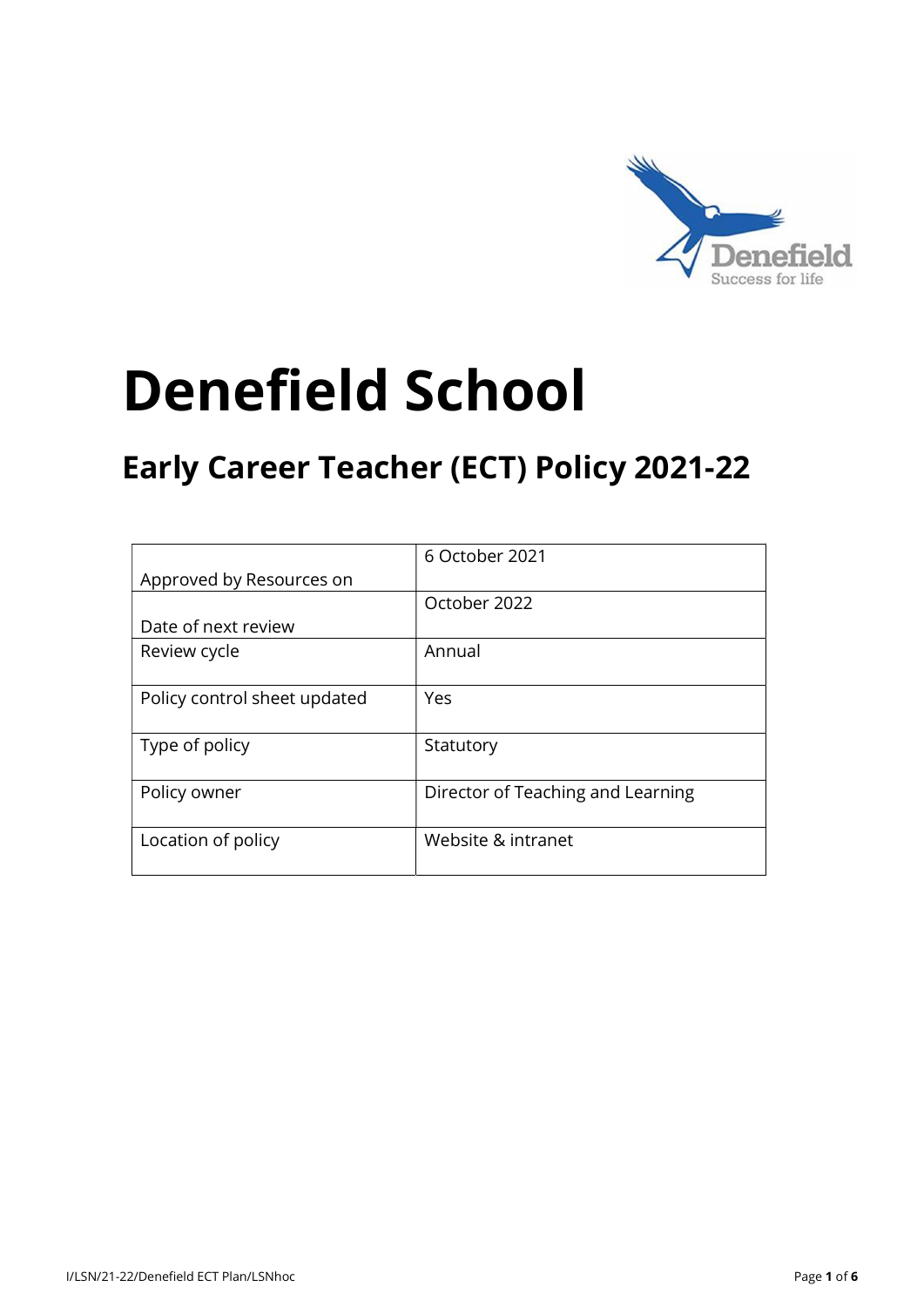# Denefield School

## Early Career Teacher (ECT) Policy 2021-22

| | |
|---|---|
| Approved by Resources on | 6 October 2021 |
| Date of next review | October 2022 |
| Review cycle | Annual |
| Policy control sheet updated | Yes |
| Type of policy | Statutory |
| Policy owner | Director of Teaching and Learning |
| Location of policy | Website & intranet |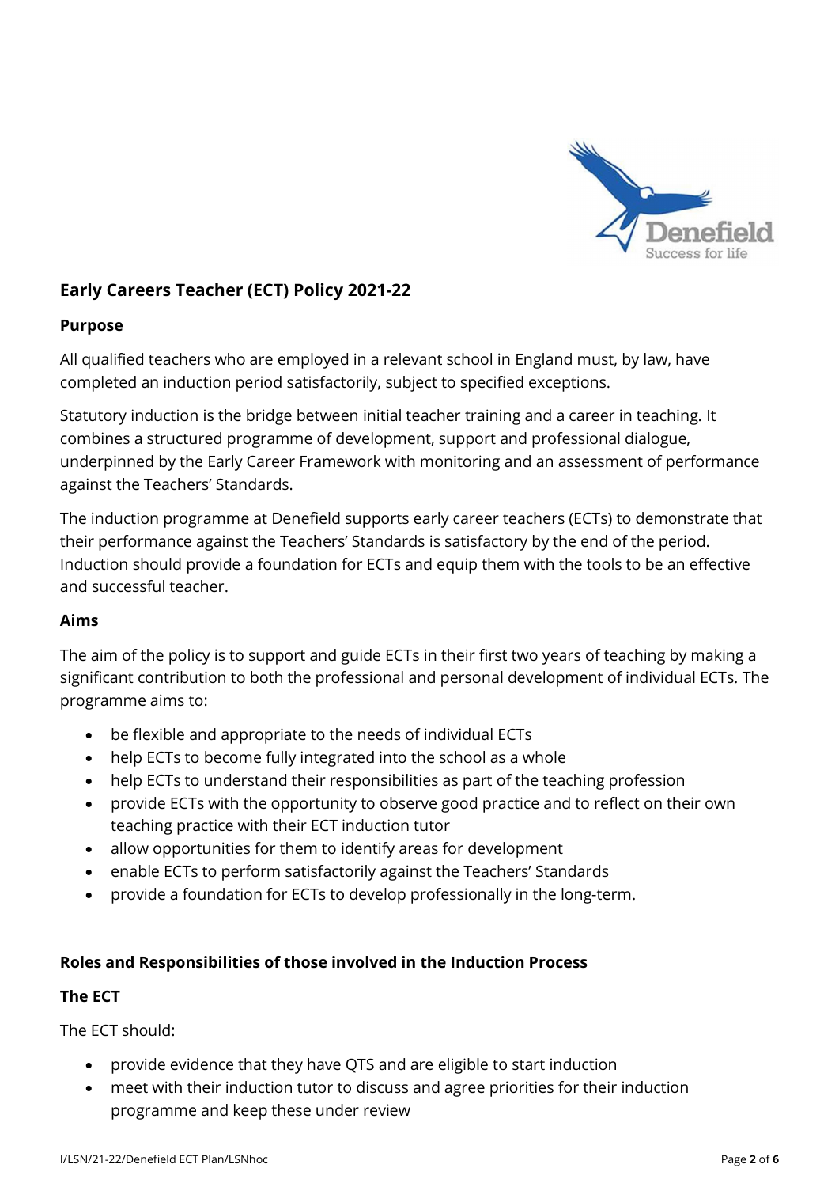## Early Careers Teacher (ECT) Policy 2021-22

### Purpose

All qualified teachers who are employed in a relevant school in England must, by law, have completed an induction period satisfactorily, subject to specified exceptions.

Statutory induction is the bridge between initial teacher training and a career in teaching. It combines a structured programme of development, support and professional dialogue, underpinned by the Early Career Framework with monitoring and an assessment of performance against the Teachers' Standards.

The induction programme at Denefield supports early career teachers (ECTs) to demonstrate that their performance against the Teachers' Standards is satisfactory by the end of the period. Induction should provide a foundation for ECTs and equip them with the tools to be an effective and successful teacher.

### Aims

The aim of the policy is to support and guide ECTs in their first two years of teaching by making a significant contribution to both the professional and personal development of individual ECTs. The programme aims to:

- be flexible and appropriate to the needs of individual ECTs
- help ECTs to become fully integrated into the school as a whole
- help ECTs to understand their responsibilities as part of the teaching profession
- provide ECTs with the opportunity to observe good practice and to reflect on their own teaching practice with their ECT induction tutor
- allow opportunities for them to identify areas for development
- enable ECTs to perform satisfactorily against the Teachers' Standards
- provide a foundation for ECTs to develop professionally in the long-term.

### Roles and Responsibilities of those involved in the Induction Process

### The ECT

The ECT should:

- provide evidence that they have QTS and are eligible to start induction
- meet with their induction tutor to discuss and agree priorities for their induction programme and keep these under review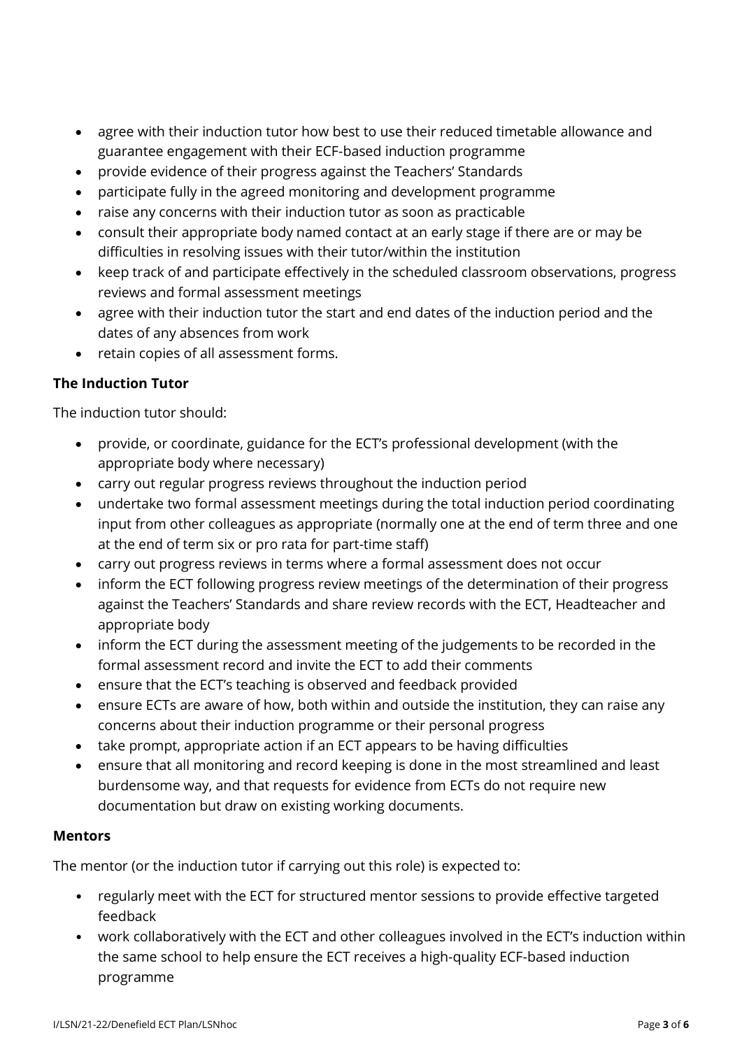- agree with their induction tutor how best to use their reduced timetable allowance and guarantee engagement with their ECF-based induction programme
- provide evidence of their progress against the Teachers' Standards
- participate fully in the agreed monitoring and development programme
- raise any concerns with their induction tutor as soon as practicable
- consult their appropriate body named contact at an early stage if there are or may be difficulties in resolving issues with their tutor/within the institution
- keep track of and participate effectively in the scheduled classroom observations, progress reviews and formal assessment meetings
- agree with their induction tutor the start and end dates of the induction period and the dates of any absences from work
- retain copies of all assessment forms.

**The Induction Tutor**

The induction tutor should:

- provide, or coordinate, guidance for the ECT's professional development (with the appropriate body where necessary)
- carry out regular progress reviews throughout the induction period
- undertake two formal assessment meetings during the total induction period coordinating input from other colleagues as appropriate (normally one at the end of term three and one at the end of term six or pro rata for part-time staff)
- carry out progress reviews in terms where a formal assessment does not occur
- inform the ECT following progress review meetings of the determination of their progress against the Teachers' Standards and share review records with the ECT, Headteacher and appropriate body
- inform the ECT during the assessment meeting of the judgements to be recorded in the formal assessment record and invite the ECT to add their comments
- ensure that the ECT's teaching is observed and feedback provided
- ensure ECTs are aware of how, both within and outside the institution, they can raise any concerns about their induction programme or their personal progress
- take prompt, appropriate action if an ECT appears to be having difficulties
- ensure that all monitoring and record keeping is done in the most streamlined and least burdensome way, and that requests for evidence from ECTs do not require new documentation but draw on existing working documents.

**Mentors**

The mentor (or the induction tutor if carrying out this role) is expected to:

- regularly meet with the ECT for structured mentor sessions to provide effective targeted feedback
- work collaboratively with the ECT and other colleagues involved in the ECT's induction within the same school to help ensure the ECT receives a high-quality ECF-based induction programme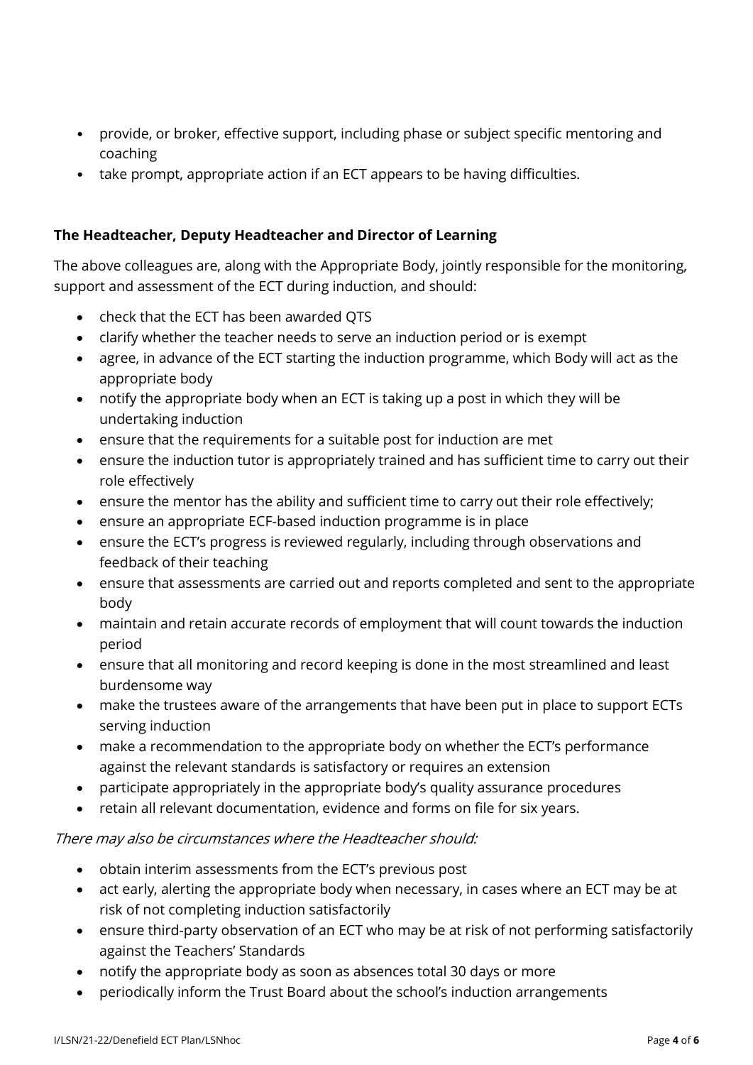- provide, or broker, effective support, including phase or subject specific mentoring and coaching
- take prompt, appropriate action if an ECT appears to be having difficulties.

**The Headteacher, Deputy Headteacher and Director of Learning**

The above colleagues are, along with the Appropriate Body, jointly responsible for the monitoring, support and assessment of the ECT during induction, and should:

- check that the ECT has been awarded QTS
- clarify whether the teacher needs to serve an induction period or is exempt
- agree, in advance of the ECT starting the induction programme, which Body will act as the appropriate body
- notify the appropriate body when an ECT is taking up a post in which they will be undertaking induction
- ensure that the requirements for a suitable post for induction are met
- ensure the induction tutor is appropriately trained and has sufficient time to carry out their role effectively
- ensure the mentor has the ability and sufficient time to carry out their role effectively;
- ensure an appropriate ECF-based induction programme is in place
- ensure the ECT's progress is reviewed regularly, including through observations and feedback of their teaching
- ensure that assessments are carried out and reports completed and sent to the appropriate body
- maintain and retain accurate records of employment that will count towards the induction period
- ensure that all monitoring and record keeping is done in the most streamlined and least burdensome way
- make the trustees aware of the arrangements that have been put in place to support ECTs serving induction
- make a recommendation to the appropriate body on whether the ECT's performance against the relevant standards is satisfactory or requires an extension
- participate appropriately in the appropriate body's quality assurance procedures
- retain all relevant documentation, evidence and forms on file for six years.

*There may also be circumstances where the Headteacher should:*

- obtain interim assessments from the ECT's previous post
- act early, alerting the appropriate body when necessary, in cases where an ECT may be at risk of not completing induction satisfactorily
- ensure third-party observation of an ECT who may be at risk of not performing satisfactorily against the Teachers' Standards
- notify the appropriate body as soon as absences total 30 days or more
- periodically inform the Trust Board about the school's induction arrangements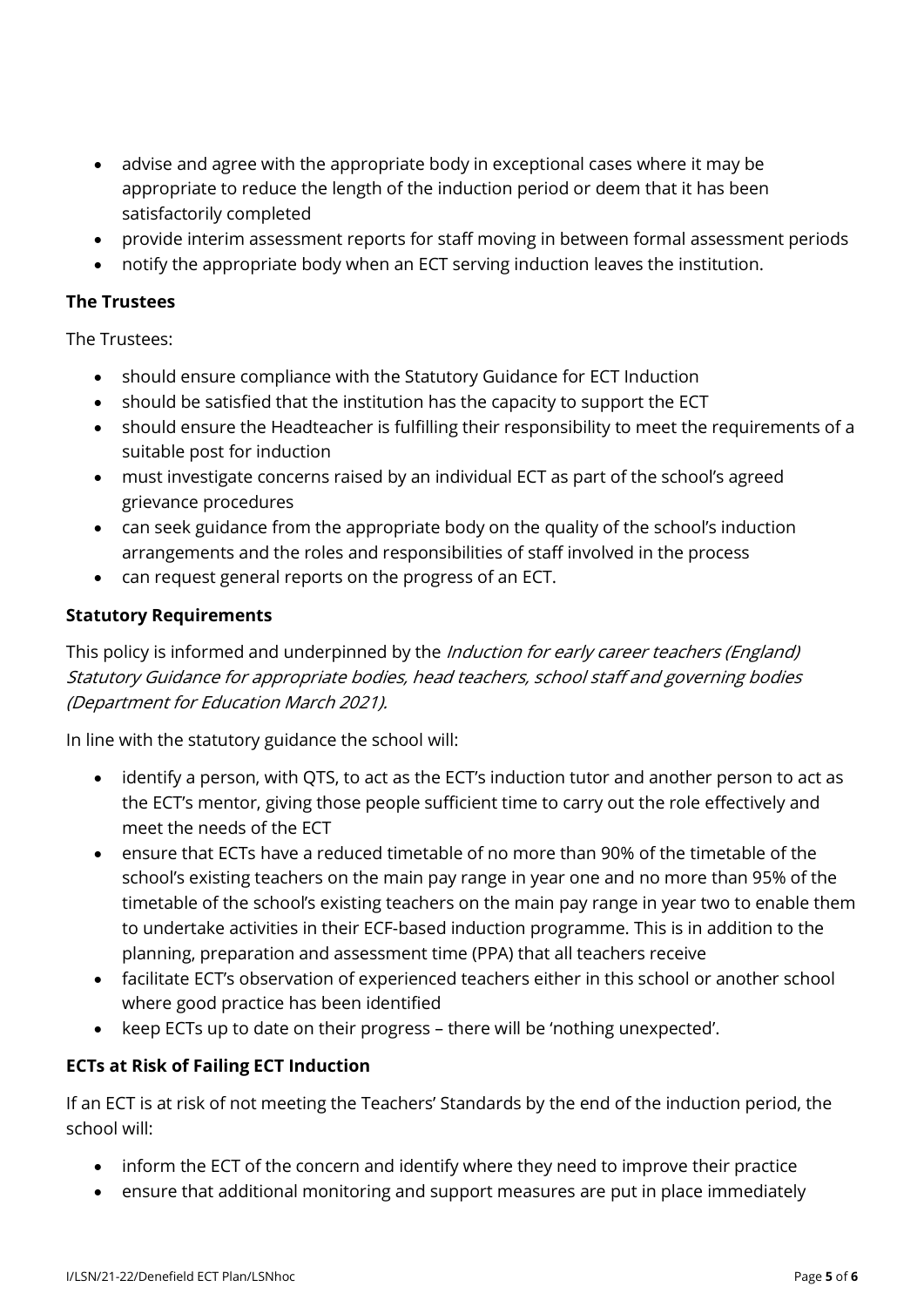- advise and agree with the appropriate body in exceptional cases where it may be appropriate to reduce the length of the induction period or deem that it has been satisfactorily completed
- provide interim assessment reports for staff moving in between formal assessment periods
- notify the appropriate body when an ECT serving induction leaves the institution.

**The Trustees**

The Trustees:

- should ensure compliance with the Statutory Guidance for ECT Induction
- should be satisfied that the institution has the capacity to support the ECT
- should ensure the Headteacher is fulfilling their responsibility to meet the requirements of a suitable post for induction
- must investigate concerns raised by an individual ECT as part of the school's agreed grievance procedures
- can seek guidance from the appropriate body on the quality of the school's induction arrangements and the roles and responsibilities of staff involved in the process
- can request general reports on the progress of an ECT.

**Statutory Requirements**

This policy is informed and underpinned by the *Induction for early career teachers (England) Statutory Guidance for appropriate bodies, head teachers, school staff and governing bodies (Department for Education March 2021).*

In line with the statutory guidance the school will:

- identify a person, with QTS, to act as the ECT's induction tutor and another person to act as the ECT's mentor, giving those people sufficient time to carry out the role effectively and meet the needs of the ECT
- ensure that ECTs have a reduced timetable of no more than 90% of the timetable of the school's existing teachers on the main pay range in year one and no more than 95% of the timetable of the school's existing teachers on the main pay range in year two to enable them to undertake activities in their ECF-based induction programme. This is in addition to the planning, preparation and assessment time (PPA) that all teachers receive
- facilitate ECT's observation of experienced teachers either in this school or another school where good practice has been identified
- keep ECTs up to date on their progress – there will be 'nothing unexpected'.

**ECTs at Risk of Failing ECT Induction**

If an ECT is at risk of not meeting the Teachers' Standards by the end of the induction period, the school will:

- inform the ECT of the concern and identify where they need to improve their practice
- ensure that additional monitoring and support measures are put in place immediately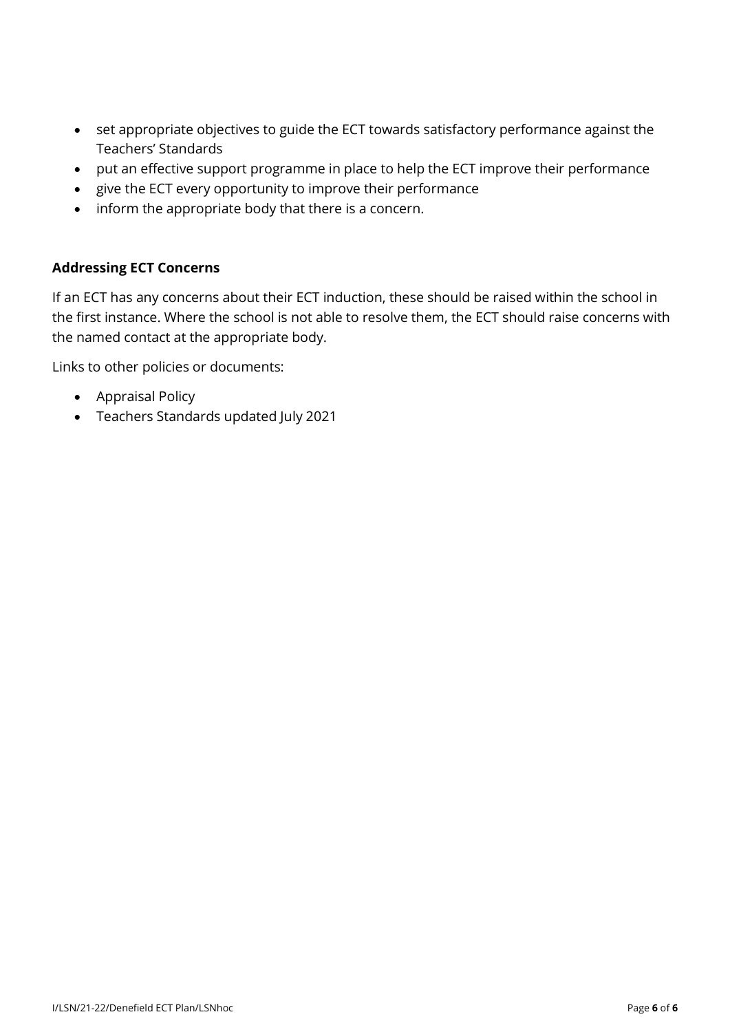- set appropriate objectives to guide the ECT towards satisfactory performance against the Teachers' Standards
- put an effective support programme in place to help the ECT improve their performance
- give the ECT every opportunity to improve their performance
- inform the appropriate body that there is a concern.

**Addressing ECT Concerns**

If an ECT has any concerns about their ECT induction, these should be raised within the school in the first instance. Where the school is not able to resolve them, the ECT should raise concerns with the named contact at the appropriate body.

Links to other policies or documents:

- Appraisal Policy
- Teachers Standards updated July 2021